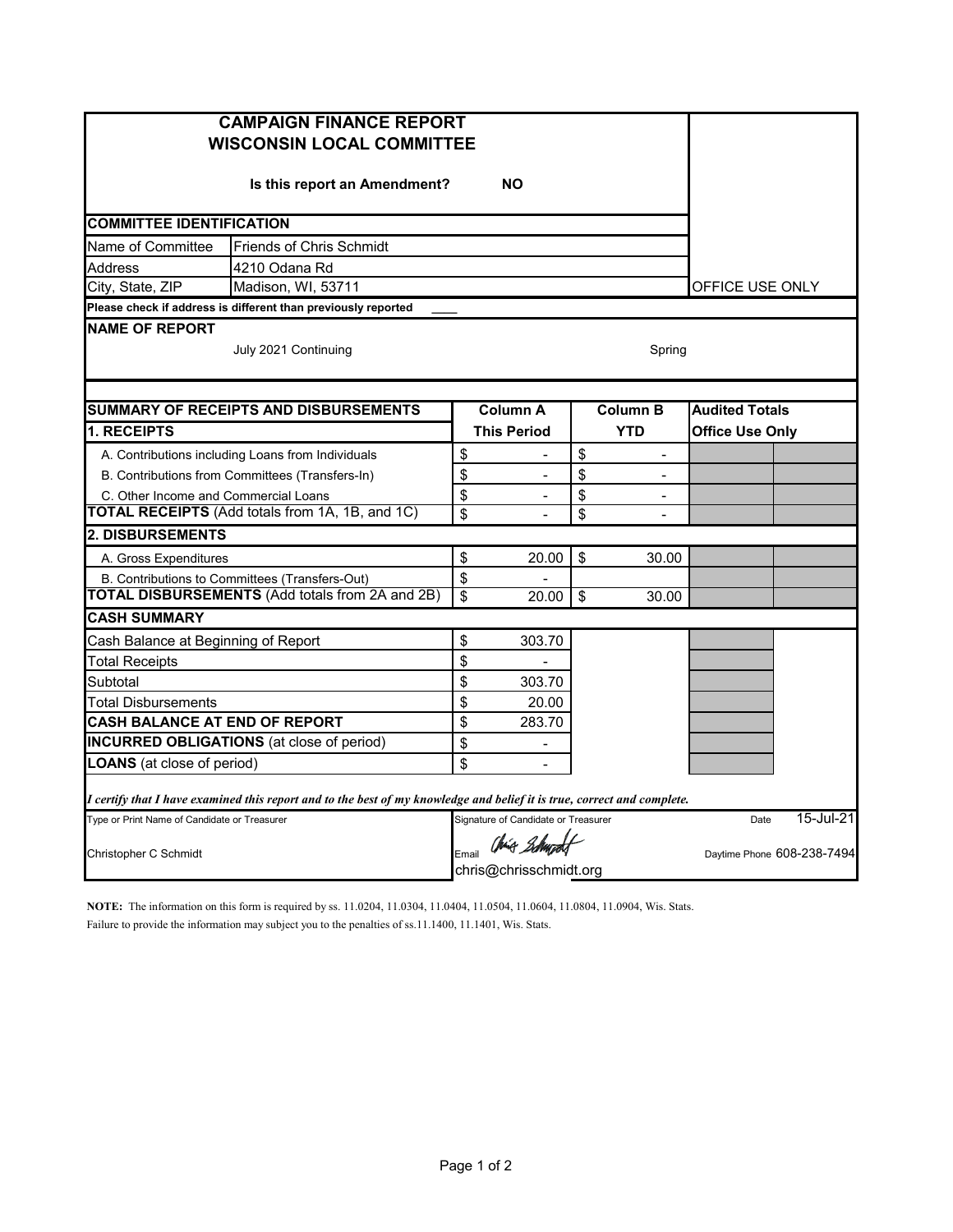# CAMPAIGN FINANCE REPORT
# WISCONSIN LOCAL COMMITTEE

**Is this report an Amendment?** **NO**

OFFICE USE ONLY

## COMMITTEE IDENTIFICATION

| | |
|---|---|
| Name of Committee | Friends of Chris Schmidt |
| Address | 4210 Odana Rd |
| City, State, ZIP | Madison, WI, 53711 |

**Please check if address is different than previously reported** ___

## NAME OF REPORT

July 2021 Continuing — Spring

| SUMMARY OF RECEIPTS AND DISBURSEMENTS | Column A | Column B | Audited Totals | |
|---|---|---|---|---|
| **1. RECEIPTS** | **This Period** | **YTD** | **Office Use Only** | |
| A. Contributions including Loans from Individuals | $ - | $ - | | |
| B. Contributions from Committees (Transfers-In) | $ - | $ - | | |
| C. Other Income and Commercial Loans | $ - | $ - | | |
| **TOTAL RECEIPTS** (Add totals from 1A, 1B, and 1C) | $ - | $ - | | |
| **2. DISBURSEMENTS** | | | | |
| A. Gross Expenditures | $ 20.00 | $ 30.00 | | |
| B. Contributions to Committees (Transfers-Out) | $ - | | | |
| **TOTAL DISBURSEMENTS** (Add totals from 2A and 2B) | $ 20.00 | $ 30.00 | | |
| **CASH SUMMARY** | | | | |
| Cash Balance at Beginning of Report | $ 303.70 | | | |
| Total Receipts | $ - | | | |
| Subtotal | $ 303.70 | | | |
| Total Disbursements | $ 20.00 | | | |
| **CASH BALANCE AT END OF REPORT** | $ 283.70 | | | |
| **INCURRED OBLIGATIONS** (at close of period) | $ - | | | |
| **LOANS** (at close of period) | $ - | | | |

***I certify that I have examined this report and to the best of my knowledge and belief it is true, correct and complete.***

| Type or Print Name of Candidate or Treasurer | Signature of Candidate or Treasurer | Date |
|---|---|---|
| Christopher C Schmidt | Email chris@chrisschmidt.org | 15-Jul-21 |
| | | Daytime Phone 608-238-7494 |

**NOTE:** The information on this form is required by ss. 11.0204, 11.0304, 11.0404, 11.0504, 11.0604, 11.0804, 11.0904, Wis. Stats. Failure to provide the information may subject you to the penalties of ss.11.1400, 11.1401, Wis. Stats.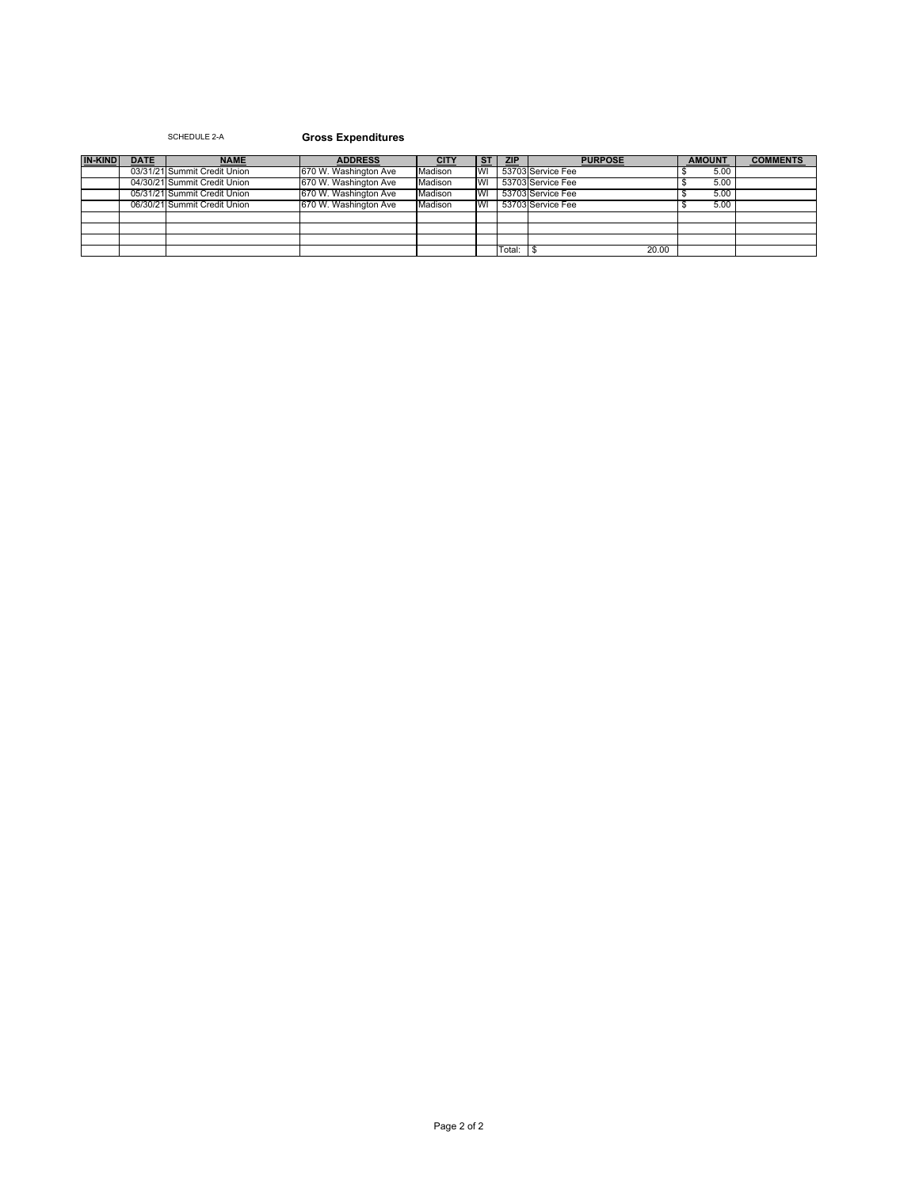SCHEDULE 2-A

## Gross Expenditures

| IN-KIND | DATE | NAME | ADDRESS | CITY | ST | ZIP | PURPOSE | AMOUNT | COMMENTS |
|---|---|---|---|---|---|---|---|---|---|
| | 03/31/21 | Summit Credit Union | 670 W. Washington Ave | Madison | WI | 53703 | Service Fee | $ 5.00 | |
| | 04/30/21 | Summit Credit Union | 670 W. Washington Ave | Madison | WI | 53703 | Service Fee | $ 5.00 | |
| | 05/31/21 | Summit Credit Union | 670 W. Washington Ave | Madison | WI | 53703 | Service Fee | $ 5.00 | |
| | 06/30/21 | Summit Credit Union | 670 W. Washington Ave | Madison | WI | 53703 | Service Fee | $ 5.00 | |
| | | | | | | | | | |
| | | | | | | | | | |
| | | | | | | | | | |
| | | | | | | Total: | $ 20.00 | | |